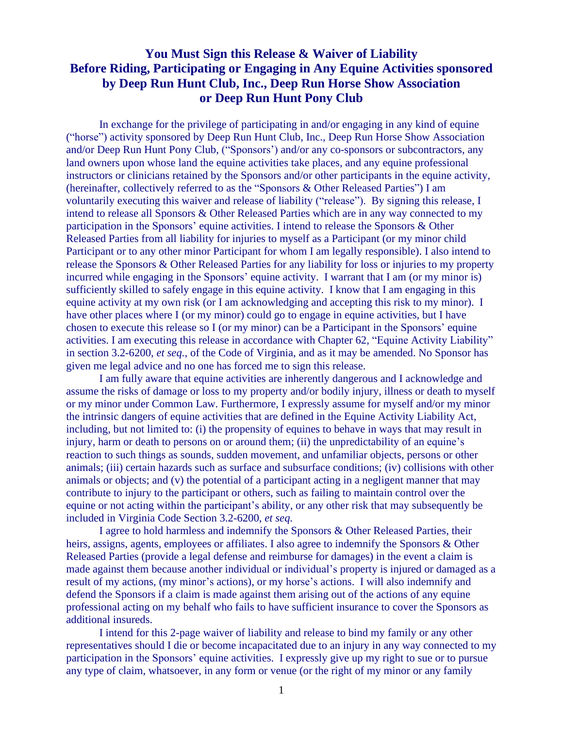# You Must Sign this Release & Waiver of Liability Before Riding, Participating or Engaging in Any Equine Activities sponsored by Deep Run Hunt Club, Inc., Deep Run Horse Show Association or Deep Run Hunt Pony Club

In exchange for the privilege of participating in and/or engaging in any kind of equine ("horse") activity sponsored by Deep Run Hunt Club, Inc., Deep Run Horse Show Association and/or Deep Run Hunt Pony Club, ("Sponsors') and/or any co-sponsors or subcontractors, any land owners upon whose land the equine activities take places, and any equine professional instructors or clinicians retained by the Sponsors and/or other participants in the equine activity, (hereinafter, collectively referred to as the "Sponsors & Other Released Parties") I am voluntarily executing this waiver and release of liability ("release"). By signing this release, I intend to release all Sponsors & Other Released Parties which are in any way connected to my participation in the Sponsors' equine activities. I intend to release the Sponsors & Other Released Parties from all liability for injuries to myself as a Participant (or my minor child Participant or to any other minor Participant for whom I am legally responsible). I also intend to release the Sponsors & Other Released Parties for any liability for loss or injuries to my property incurred while engaging in the Sponsors' equine activity. I warrant that I am (or my minor is) sufficiently skilled to safely engage in this equine activity. I know that I am engaging in this equine activity at my own risk (or I am acknowledging and accepting this risk to my minor). I have other places where I (or my minor) could go to engage in equine activities, but I have chosen to execute this release so I (or my minor) can be a Participant in the Sponsors' equine activities. I am executing this release in accordance with Chapter 62, "Equine Activity Liability" in section 3.2-6200, *et seq.,* of the Code of Virginia, and as it may be amended. No Sponsor has given me legal advice and no one has forced me to sign this release.

I am fully aware that equine activities are inherently dangerous and I acknowledge and assume the risks of damage or loss to my property and/or bodily injury, illness or death to myself or my minor under Common Law. Furthermore, I expressly assume for myself and/or my minor the intrinsic dangers of equine activities that are defined in the Equine Activity Liability Act, including, but not limited to: (i) the propensity of equines to behave in ways that may result in injury, harm or death to persons on or around them; (ii) the unpredictability of an equine's reaction to such things as sounds, sudden movement, and unfamiliar objects, persons or other animals; (iii) certain hazards such as surface and subsurface conditions; (iv) collisions with other animals or objects; and (v) the potential of a participant acting in a negligent manner that may contribute to injury to the participant or others, such as failing to maintain control over the equine or not acting within the participant's ability, or any other risk that may subsequently be included in Virginia Code Section 3.2-6200, *et seq.*

I agree to hold harmless and indemnify the Sponsors & Other Released Parties, their heirs, assigns, agents, employees or affiliates. I also agree to indemnify the Sponsors & Other Released Parties (provide a legal defense and reimburse for damages) in the event a claim is made against them because another individual or individual's property is injured or damaged as a result of my actions, (my minor's actions), or my horse's actions. I will also indemnify and defend the Sponsors if a claim is made against them arising out of the actions of any equine professional acting on my behalf who fails to have sufficient insurance to cover the Sponsors as additional insureds.

I intend for this 2-page waiver of liability and release to bind my family or any other representatives should I die or become incapacitated due to an injury in any way connected to my participation in the Sponsors' equine activities. I expressly give up my right to sue or to pursue any type of claim, whatsoever, in any form or venue (or the right of my minor or any family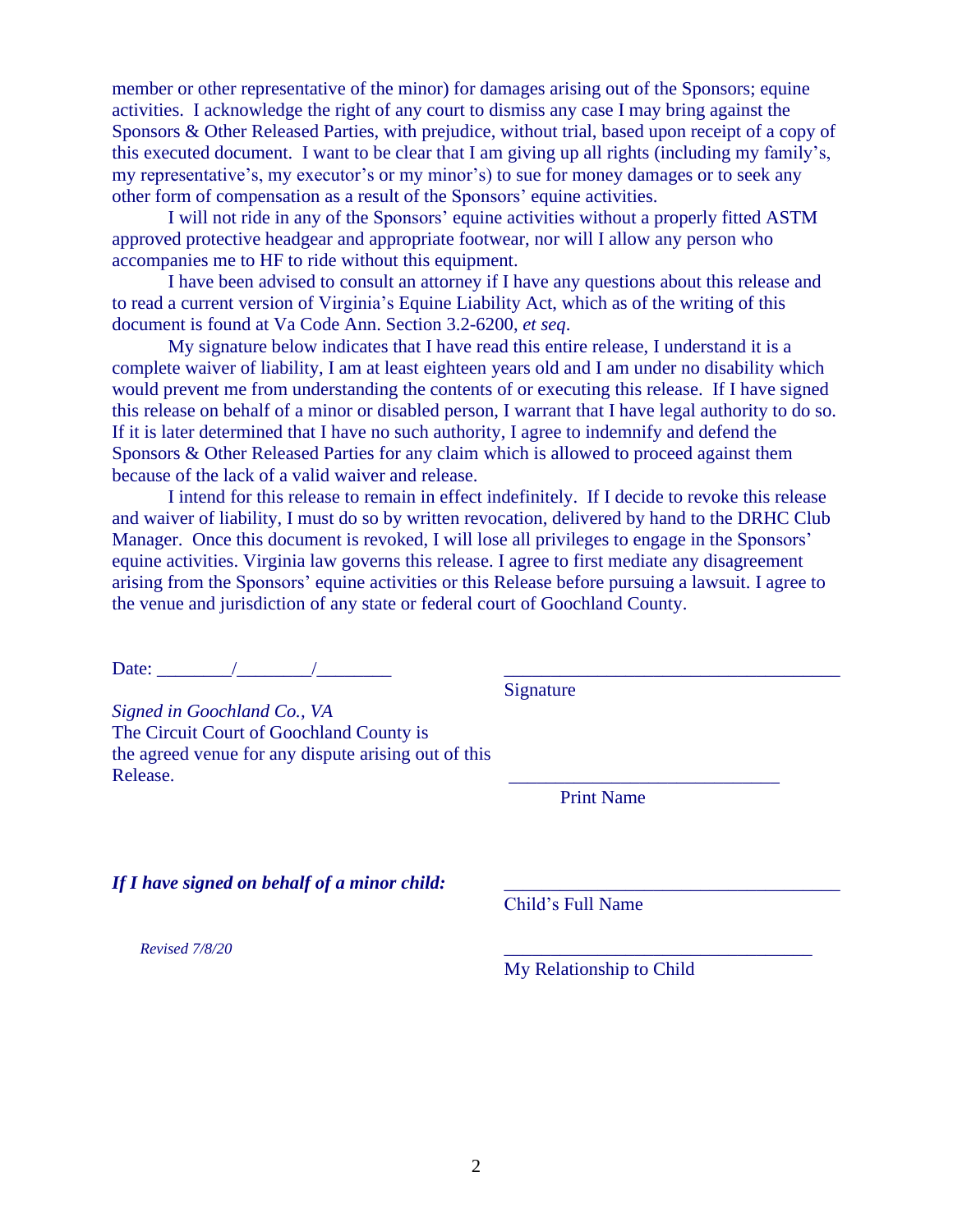member or other representative of the minor) for damages arising out of the Sponsors; equine activities. I acknowledge the right of any court to dismiss any case I may bring against the Sponsors & Other Released Parties, with prejudice, without trial, based upon receipt of a copy of this executed document. I want to be clear that I am giving up all rights (including my family's, my representative's, my executor's or my minor's) to sue for money damages or to seek any other form of compensation as a result of the Sponsors' equine activities.

I will not ride in any of the Sponsors' equine activities without a properly fitted ASTM approved protective headgear and appropriate footwear, nor will I allow any person who accompanies me to HF to ride without this equipment.

I have been advised to consult an attorney if I have any questions about this release and to read a current version of Virginia's Equine Liability Act, which as of the writing of this document is found at Va Code Ann. Section 3.2-6200, *et seq*.

My signature below indicates that I have read this entire release, I understand it is a complete waiver of liability, I am at least eighteen years old and I am under no disability which would prevent me from understanding the contents of or executing this release. If I have signed this release on behalf of a minor or disabled person, I warrant that I have legal authority to do so. If it is later determined that I have no such authority, I agree to indemnify and defend the Sponsors & Other Released Parties for any claim which is allowed to proceed against them because of the lack of a valid waiver and release.

I intend for this release to remain in effect indefinitely. If I decide to revoke this release and waiver of liability, I must do so by written revocation, delivered by hand to the DRHC Club Manager. Once this document is revoked, I will lose all privileges to engage in the Sponsors' equine activities. Virginia law governs this release. I agree to first mediate any disagreement arising from the Sponsors' equine activities or this Release before pursuing a lawsuit. I agree to the venue and jurisdiction of any state or federal court of Goochland County.

Date: ________/________/________

____________________________________
Signature

*Signed in Goochland Co., VA*
The Circuit Court of Goochland County is the agreed venue for any dispute arising out of this Release.

_____________________________
Print Name

***If I have signed on behalf of a minor child:***

____________________________________
Child's Full Name

*Revised 7/8/20*

_________________________________
My Relationship to Child